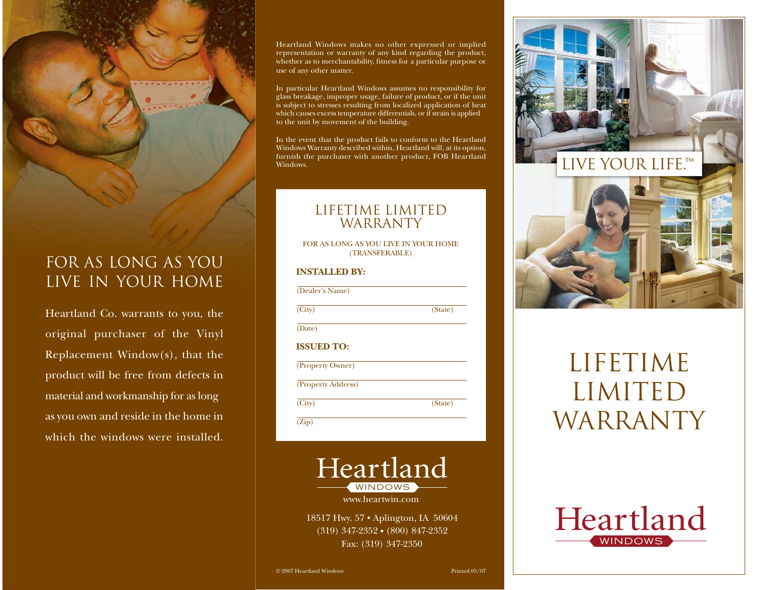# FOR AS LONG AS YOU LIVE IN YOUR HOME

Heartland Co. warrants to you, the original purchaser of the Vinyl Replacement Window(s), that the product will be free from defects in material and workmanship for as long as you own and reside in the home in which the windows were installed.

Heartland Windows makes no other expressed or implied representation or warranty of any kind regarding the product, whether as to merchantability, fitness for a particular purpose or use of any other matter.

In particular Heartland Windows assumes no responsibility for glass breakage, improper usage, failure of product, or if the unit is subject to stresses resulting from localized application of heat which causes excess temperature differentials, or if strain is applied to the unit by movement of the building.

In the event that the product fails to conform to the Heartland Windows Warranty described within, Heartland will, at its option, furnish the purchaser with another product, FOB Heartland Windows.

## LIFETIME LIMITED WARRANTY

FOR AS LONG AS YOU LIVE IN YOUR HOME
(TRANSFERABLE)

**INSTALLED BY:**

(Dealer's Name)

(City) (State)

(Date)

**ISSUED TO:**

(Property Owner)

(Property Address)

(City) (State)

(Zip)

Heartland
WINDOWS

www.heartwin.com

18517 Hwy. 57 • Aplington, IA 50604
(319) 347-2352 • (800) 847-2352
Fax: (319) 347-2350

© 2007 Heartland Windows

Printed 05/07

LIVE YOUR LIFE.™

# LIFETIME LIMITED WARRANTY

Heartland
WINDOWS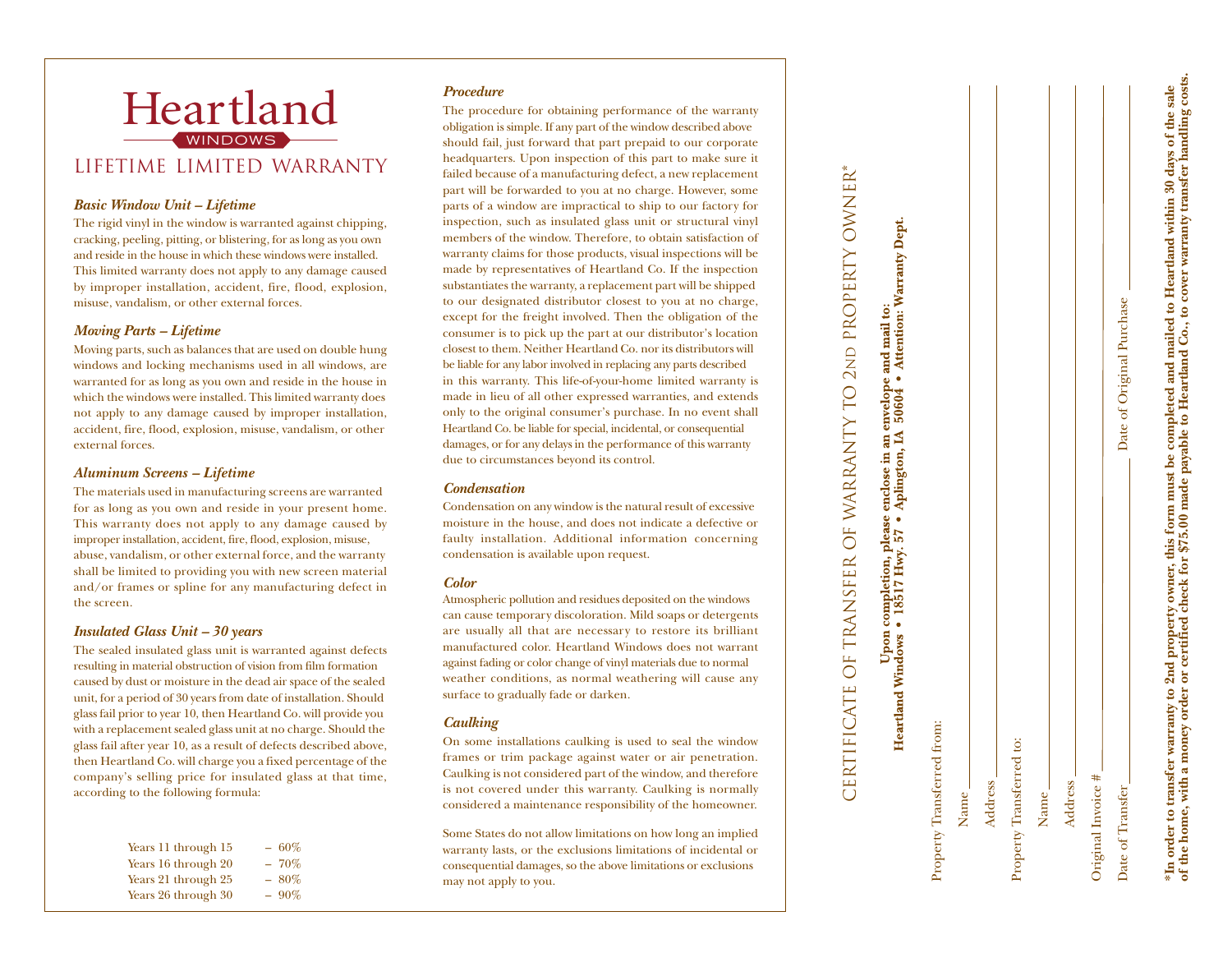# Heartland

WINDOWS

## LIFETIME LIMITED WARRANTY

### *Basic Window Unit – Lifetime*

The rigid vinyl in the window is warranted against chipping, cracking, peeling, pitting, or blistering, for as long as you own and reside in the house in which these windows were installed. This limited warranty does not apply to any damage caused by improper installation, accident, fire, flood, explosion, misuse, vandalism, or other external forces.

### *Moving Parts – Lifetime*

Moving parts, such as balances that are used on double hung windows and locking mechanisms used in all windows, are warranted for as long as you own and reside in the house in which the windows were installed. This limited warranty does not apply to any damage caused by improper installation, accident, fire, flood, explosion, misuse, vandalism, or other external forces.

### *Aluminum Screens – Lifetime*

The materials used in manufacturing screens are warranted for as long as you own and reside in your present home. This warranty does not apply to any damage caused by improper installation, accident, fire, flood, explosion, misuse, abuse, vandalism, or other external force, and the warranty shall be limited to providing you with new screen material and/or frames or spline for any manufacturing defect in the screen.

### *Insulated Glass Unit – 30 years*

The sealed insulated glass unit is warranted against defects resulting in material obstruction of vision from film formation caused by dust or moisture in the dead air space of the sealed unit, for a period of 30 years from date of installation. Should glass fail prior to year 10, then Heartland Co. will provide you with a replacement sealed glass unit at no charge. Should the glass fail after year 10, as a result of defects described above, then Heartland Co. will charge you a fixed percentage of the company's selling price for insulated glass at that time, according to the following formula:

| | |
|---|---|
| Years 11 through 15 | – 60% |
| Years 16 through 20 | – 70% |
| Years 21 through 25 | – 80% |
| Years 26 through 30 | – 90% |

### *Procedure*

The procedure for obtaining performance of the warranty obligation is simple. If any part of the window described above should fail, just forward that part prepaid to our corporate headquarters. Upon inspection of this part to make sure it failed because of a manufacturing defect, a new replacement part will be forwarded to you at no charge. However, some parts of a window are impractical to ship to our factory for inspection, such as insulated glass unit or structural vinyl members of the window. Therefore, to obtain satisfaction of warranty claims for those products, visual inspections will be made by representatives of Heartland Co. If the inspection substantiates the warranty, a replacement part will be shipped to our designated distributor closest to you at no charge, except for the freight involved. Then the obligation of the consumer is to pick up the part at our distributor's location closest to them. Neither Heartland Co. nor its distributors will be liable for any labor involved in replacing any parts described in this warranty. This life-of-your-home limited warranty is made in lieu of all other expressed warranties, and extends only to the original consumer's purchase. In no event shall Heartland Co. be liable for special, incidental, or consequential damages, or for any delays in the performance of this warranty due to circumstances beyond its control.

### *Condensation*

Condensation on any window is the natural result of excessive moisture in the house, and does not indicate a defective or faulty installation. Additional information concerning condensation is available upon request.

### *Color*

Atmospheric pollution and residues deposited on the windows can cause temporary discoloration. Mild soaps or detergents are usually all that are necessary to restore its brilliant manufactured color. Heartland Windows does not warrant against fading or color change of vinyl materials due to normal weather conditions, as normal weathering will cause any surface to gradually fade or darken.

### *Caulking*

On some installations caulking is used to seal the window frames or trim package against water or air penetration. Caulking is not considered part of the window, and therefore is not covered under this warranty. Caulking is normally considered a maintenance responsibility of the homeowner.

Some States do not allow limitations on how long an implied warranty lasts, or the exclusions limitations of incidental or consequential damages, so the above limitations or exclusions may not apply to you.

## CERTIFICATE OF TRANSFER OF WARRANTY TO 2ND PROPERTY OWNER*

**Upon completion, please enclose in an envelope and mail to:**
**Heartland Windows • 18517 Hwy. 57 • Aplington, IA 50604 • Attention: Warranty Dept.**

Property Transferred from:

Name ______________________

Address ______________________

Property Transferred to:

Name ______________________

Address ______________________

Original Invoice # ______________________ Date of Original Purchase ______________________

Date of Transfer ______________________

**\*In order to transfer warranty to 2nd property owner, this form must be completed and mailed to Heartland within 30 days of the sale of the home, with a money order or certified check for $75.00 made payable to Heartland Co., to cover warranty transfer handling costs.**